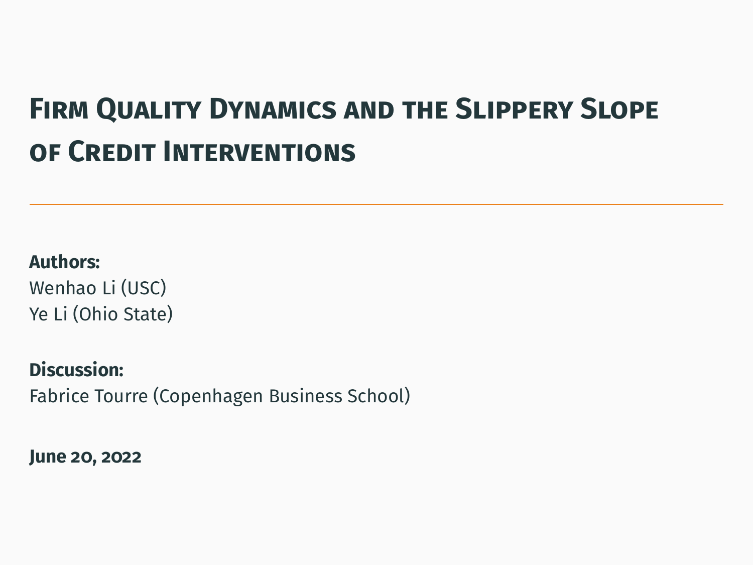# Firm Quality Dynamics and the Slippery Slope of Credit Interventions

**Authors:**
Wenhao Li (USC)
Ye Li (Ohio State)

**Discussion:**
Fabrice Tourre (Copenhagen Business School)

**June 20, 2022**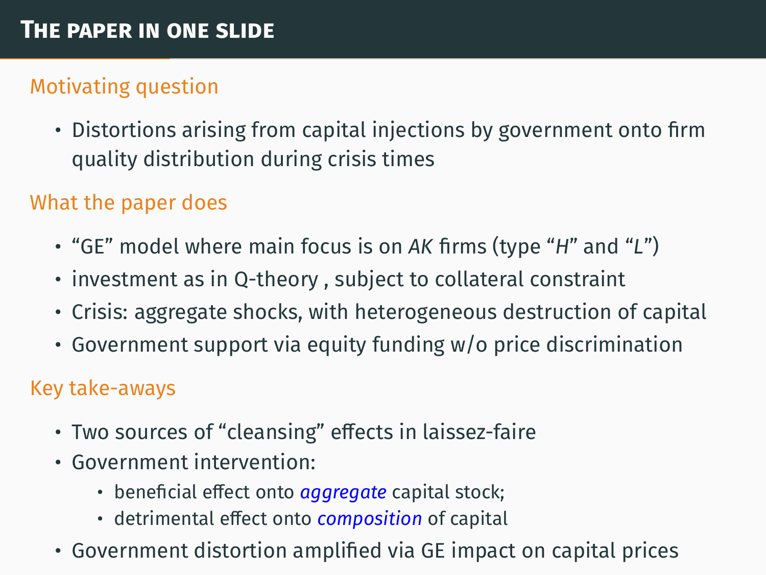# The paper in one slide

## Motivating question

- Distortions arising from capital injections by government onto firm quality distribution during crisis times

## What the paper does

- "GE" model where main focus is on $AK$ firms (type "$H$" and "$L$")
- investment as in Q-theory , subject to collateral constraint
- Crisis: aggregate shocks, with heterogeneous destruction of capital
- Government support via equity funding w/o price discrimination

## Key take-aways

- Two sources of "cleansing" effects in laissez-faire
- Government intervention:
  - beneficial effect onto *aggregate* capital stock;
  - detrimental effect onto *composition* of capital
- Government distortion amplified via GE impact on capital prices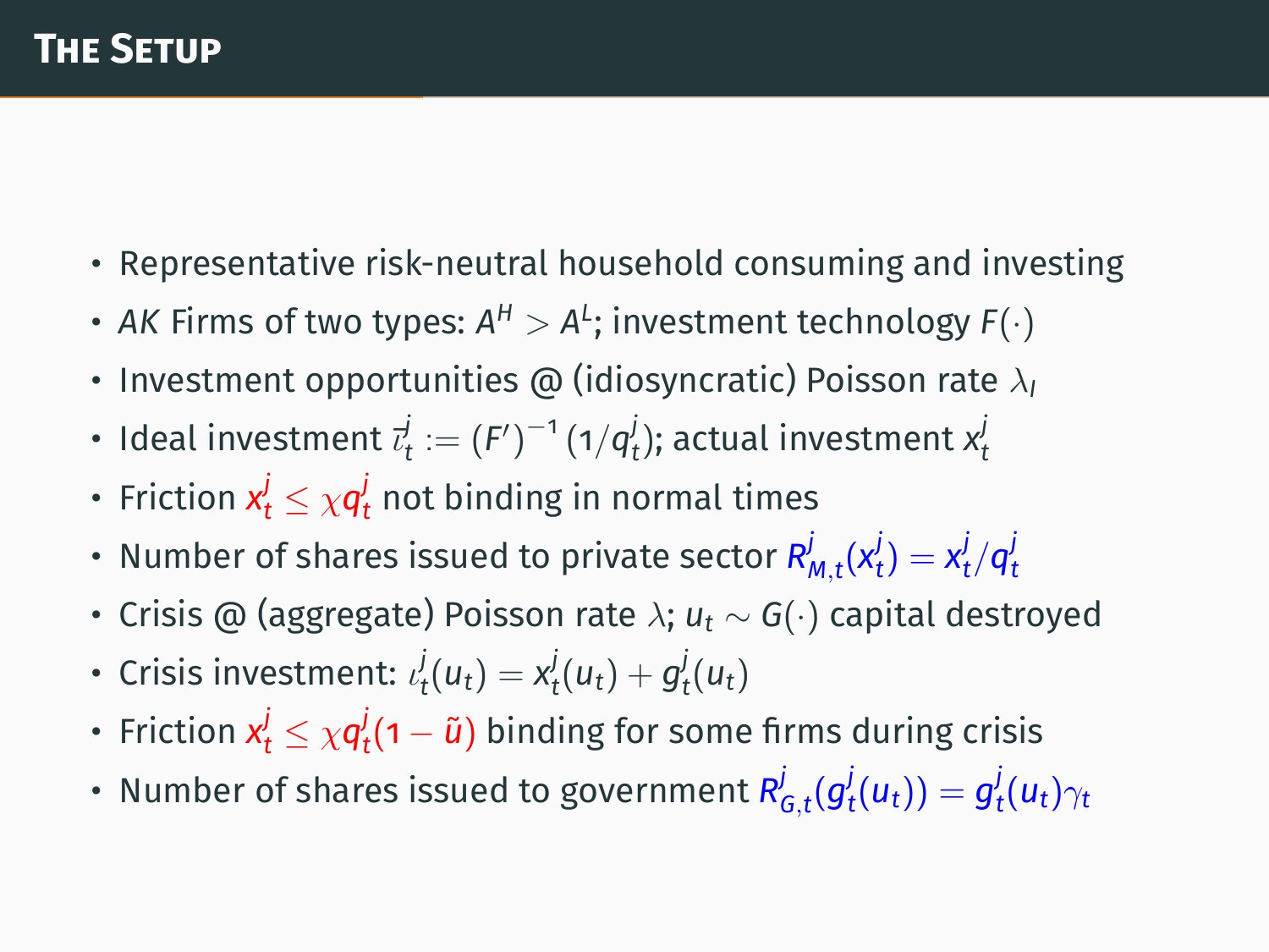# The Setup

- Representative risk-neutral household consuming and investing
- *AK* Firms of two types: $A^H > A^L$; investment technology $F(\cdot)$
- Investment opportunities @ (idiosyncratic) Poisson rate $\lambda_I$
- Ideal investment $\bar{\iota}_t^j := (F')^{-1}(1/q_t^j)$; actual investment $x_t^j$
- Friction $x_t^j \leq \chi q_t^j$ not binding in normal times
- Number of shares issued to private sector $R_{M,t}^j(x_t^j) = x_t^j / q_t^j$
- Crisis @ (aggregate) Poisson rate $\lambda$; $u_t \sim G(\cdot)$ capital destroyed
- Crisis investment: $\iota_t^j(u_t) = x_t^j(u_t) + g_t^j(u_t)$
- Friction $x_t^j \leq \chi q_t^j(1 - \tilde{u})$ binding for some firms during crisis
- Number of shares issued to government $R_{G,t}^j(g_t^j(u_t)) = g_t^j(u_t)\gamma_t$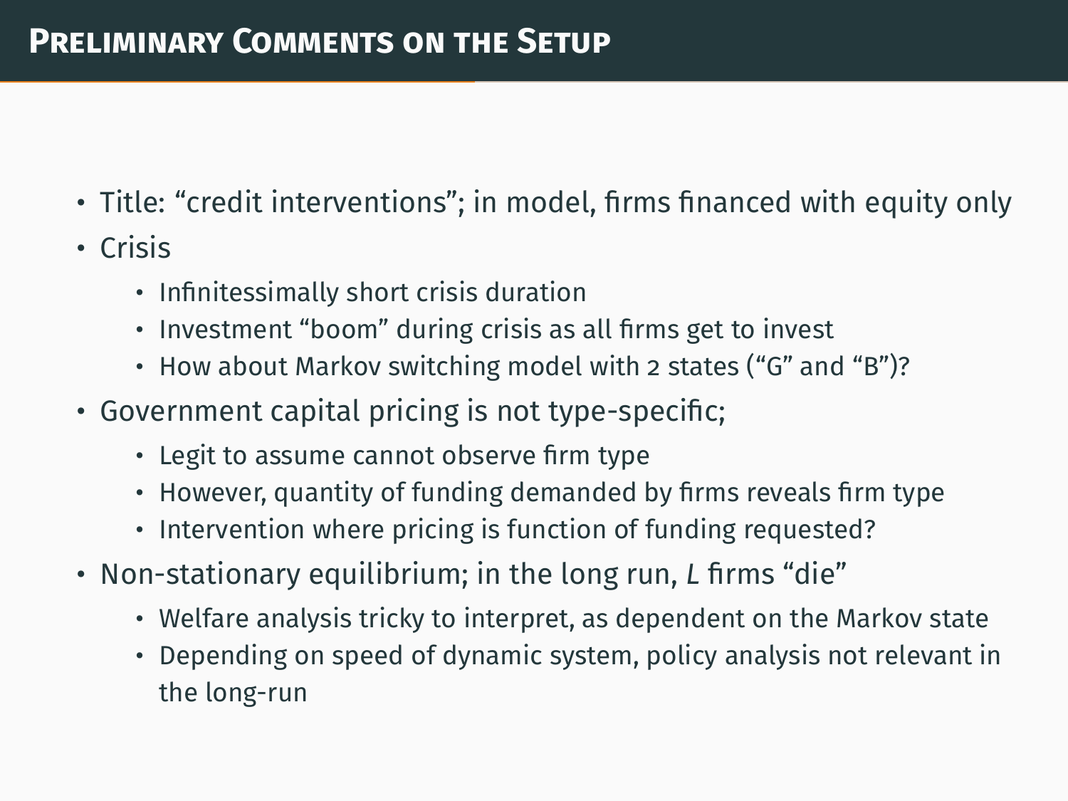# Preliminary Comments on the Setup

- Title: “credit interventions”; in model, firms financed with equity only
- Crisis
  - Infinitessimally short crisis duration
  - Investment “boom” during crisis as all firms get to invest
  - How about Markov switching model with 2 states (“G” and “B”)?
- Government capital pricing is not type-specific;
  - Legit to assume cannot observe firm type
  - However, quantity of funding demanded by firms reveals firm type
  - Intervention where pricing is function of funding requested?
- Non-stationary equilibrium; in the long run, $L$ firms “die”
  - Welfare analysis tricky to interpret, as dependent on the Markov state
  - Depending on speed of dynamic system, policy analysis not relevant in the long-run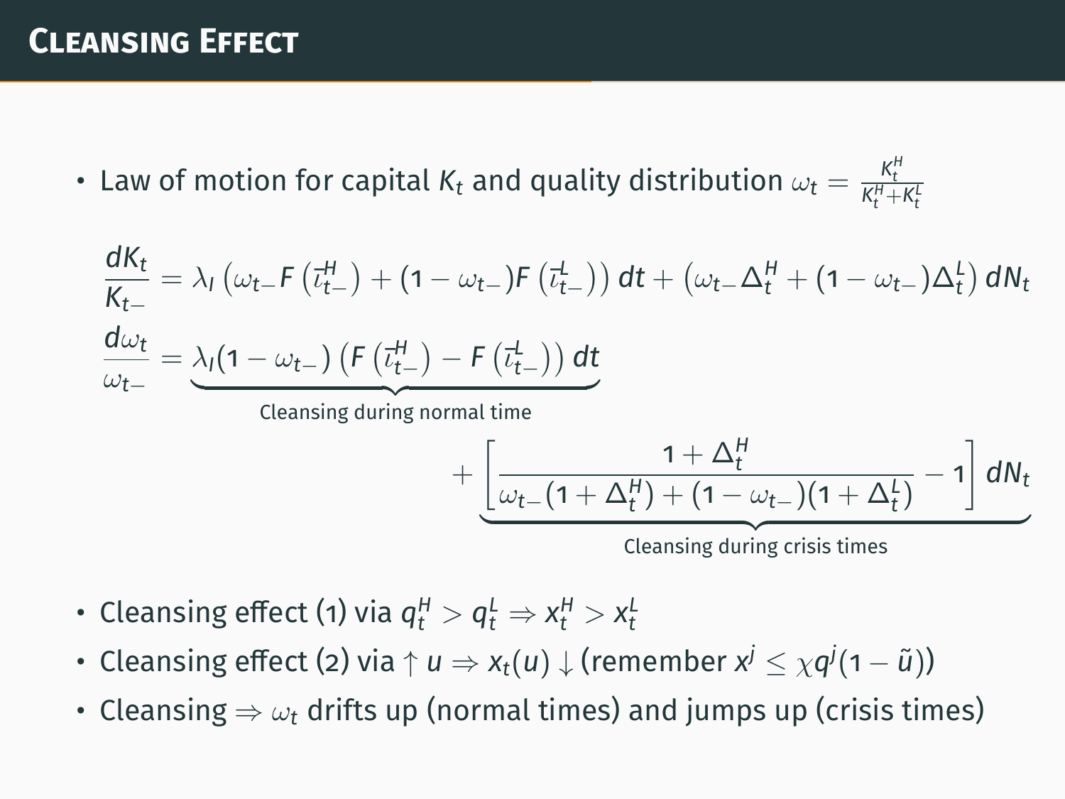# Cleansing Effect

- Law of motion for capital $K_t$ and quality distribution $\omega_t = \frac{K_t^H}{K_t^H + K_t^L}$

$$
\frac{dK_t}{K_{t-}} = \lambda_I \left( \omega_{t-} F\left(\bar{\iota}_{t-}^H\right) + (1 - \omega_{t-}) F\left(\bar{\iota}_{t-}^L\right) \right) dt + \left( \omega_{t-} \Delta_t^H + (1 - \omega_{t-}) \Delta_t^L \right) dN_t
$$

$$
\frac{d\omega_t}{\omega_{t-}} = \underbrace{\lambda_I (1 - \omega_{t-}) \left( F\left(\bar{\iota}_{t-}^H\right) - F\left(\bar{\iota}_{t-}^L\right) \right) dt}_{\text{Cleansing during normal time}} + \underbrace{\left[ \frac{1 + \Delta_t^H}{\omega_{t-}(1 + \Delta_t^H) + (1 - \omega_{t-})(1 + \Delta_t^L)} - 1 \right] dN_t}_{\text{Cleansing during crisis times}}
$$

- Cleansing effect (1) via $q_t^H > q_t^L \Rightarrow x_t^H > x_t^L$
- Cleansing effect (2) via $\uparrow u \Rightarrow x_t(u) \downarrow$ (remember $x^j \leq \chi q^j (1 - \tilde{u})$)
- Cleansing $\Rightarrow \omega_t$ drifts up (normal times) and jumps up (crisis times)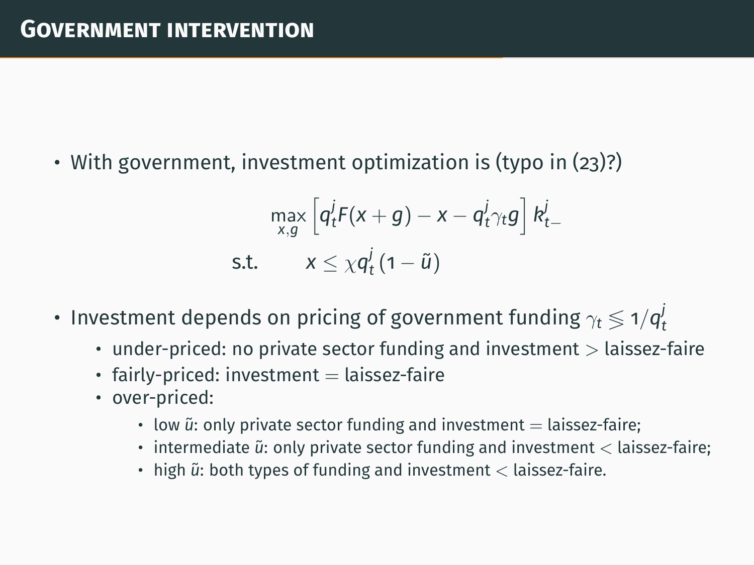# Government intervention

- With government, investment optimization is (typo in (23)?)

$$\max_{x,g} \left[ q_t^j F(x+g) - x - q_t^j \gamma_t g \right] k_{t-}^j$$

$$\text{s.t.} \qquad x \leq \chi q_t^j (1 - \tilde{u})$$

- Investment depends on pricing of government funding $\gamma_t \lesseqgtr 1/q_t^j$
  - under-priced: no private sector funding and investment $>$ laissez-faire
  - fairly-priced: investment $=$ laissez-faire
  - over-priced:
    - low $\tilde{u}$: only private sector funding and investment $=$ laissez-faire;
    - intermediate $\tilde{u}$: only private sector funding and investment $<$ laissez-faire;
    - high $\tilde{u}$: both types of funding and investment $<$ laissez-faire.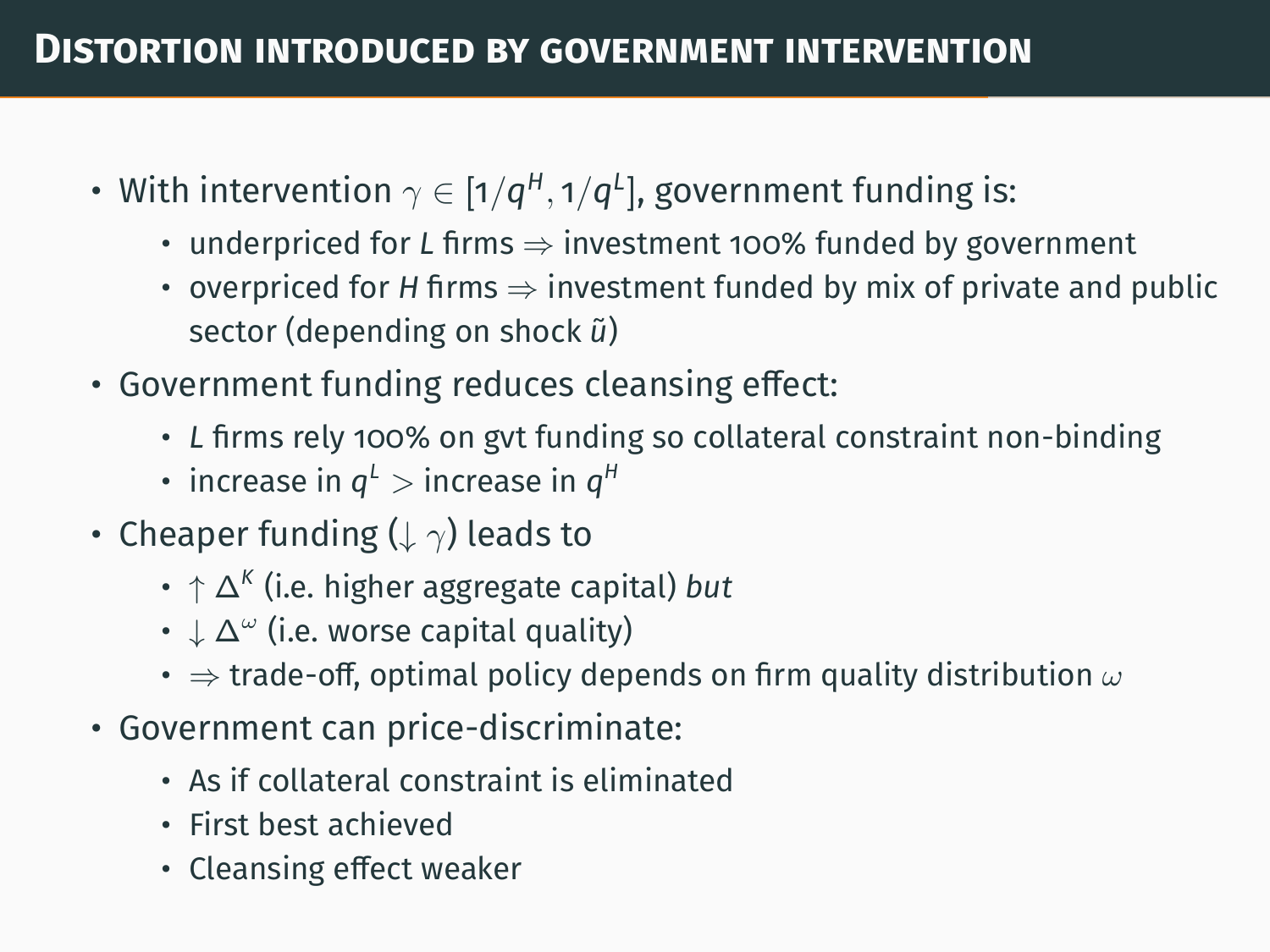# Distortion introduced by government intervention

- With intervention $\gamma \in [1/q^H, 1/q^L]$, government funding is:
  - underpriced for *L* firms $\Rightarrow$ investment 100% funded by government
  - overpriced for *H* firms $\Rightarrow$ investment funded by mix of private and public sector (depending on shock $\tilde{u}$)
- Government funding reduces cleansing effect:
  - *L* firms rely 100% on gvt funding so collateral constraint non-binding
  - increase in $q^L >$ increase in $q^H$
- Cheaper funding ($\downarrow \gamma$) leads to
  - $\uparrow \Delta^K$ (i.e. higher aggregate capital) *but*
  - $\downarrow \Delta^\omega$ (i.e. worse capital quality)
  - $\Rightarrow$ trade-off, optimal policy depends on firm quality distribution $\omega$
- Government can price-discriminate:
  - As if collateral constraint is eliminated
  - First best achieved
  - Cleansing effect weaker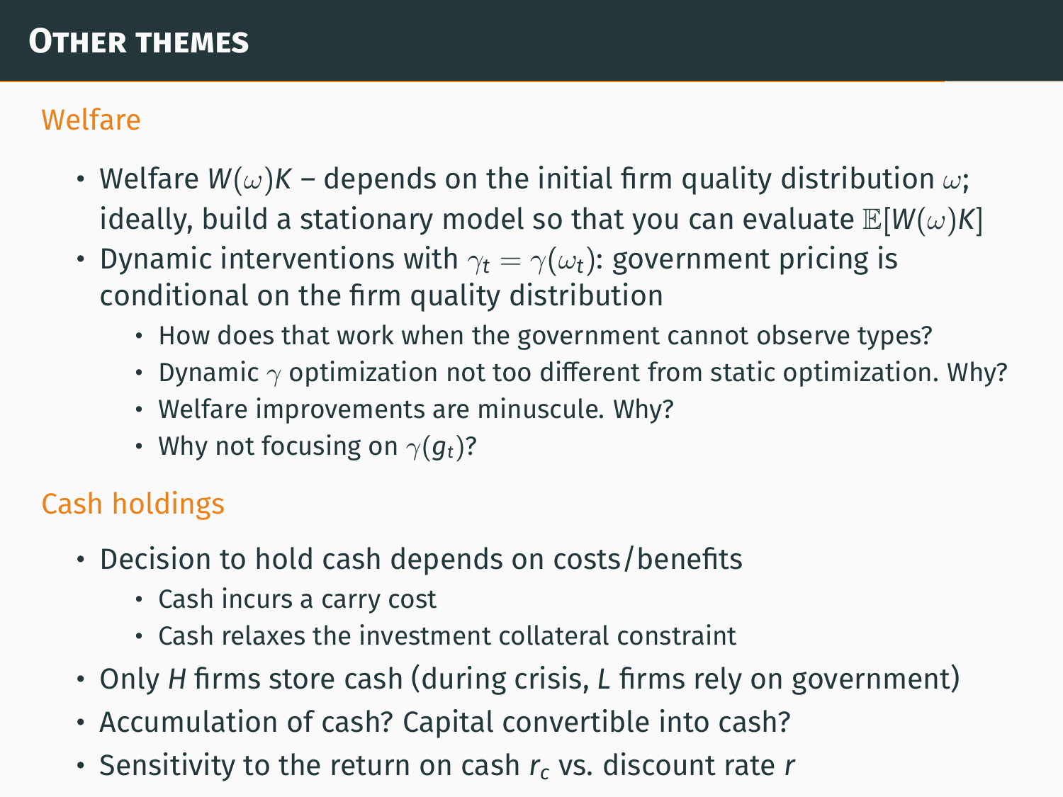# Other themes

## Welfare

- Welfare $W(\omega)K$ – depends on the initial firm quality distribution $\omega$; ideally, build a stationary model so that you can evaluate $\mathbb{E}[W(\omega)K]$
- Dynamic interventions with $\gamma_t = \gamma(\omega_t)$: government pricing is conditional on the firm quality distribution
  - How does that work when the government cannot observe types?
  - Dynamic $\gamma$ optimization not too different from static optimization. Why?
  - Welfare improvements are minuscule. Why?
  - Why not focusing on $\gamma(g_t)$?

## Cash holdings

- Decision to hold cash depends on costs/benefits
  - Cash incurs a carry cost
  - Cash relaxes the investment collateral constraint
- Only $H$ firms store cash (during crisis, $L$ firms rely on government)
- Accumulation of cash? Capital convertible into cash?
- Sensitivity to the return on cash $r_c$ vs. discount rate $r$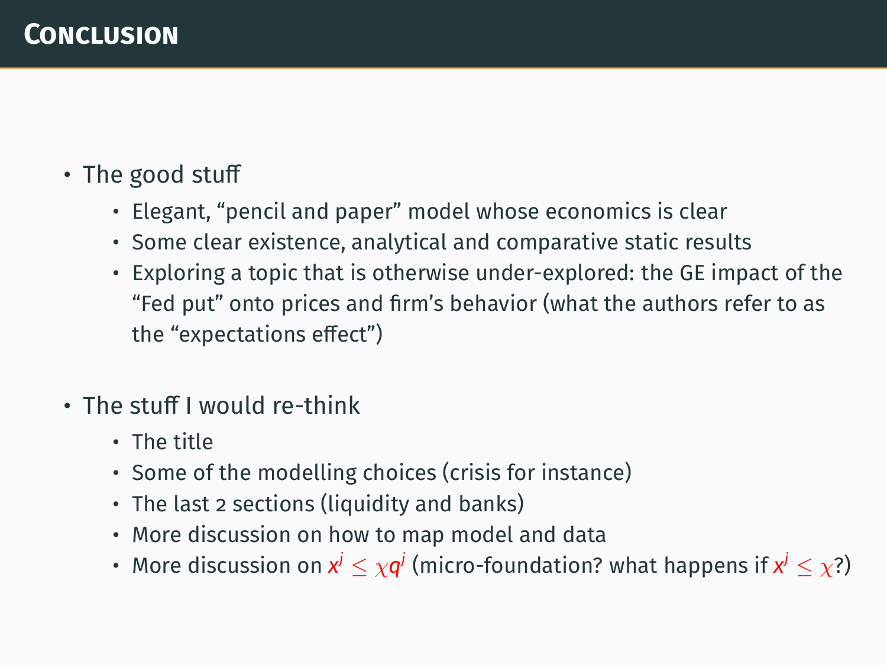# Conclusion

- The good stuff
  - Elegant, “pencil and paper” model whose economics is clear
  - Some clear existence, analytical and comparative static results
  - Exploring a topic that is otherwise under-explored: the GE impact of the “Fed put” onto prices and firm’s behavior (what the authors refer to as the “expectations effect”)

- The stuff I would re-think
  - The title
  - Some of the modelling choices (crisis for instance)
  - The last 2 sections (liquidity and banks)
  - More discussion on how to map model and data
  - More discussion on $x^j \leq \chi q^j$ (micro-foundation? what happens if $x^j \leq \chi$?)